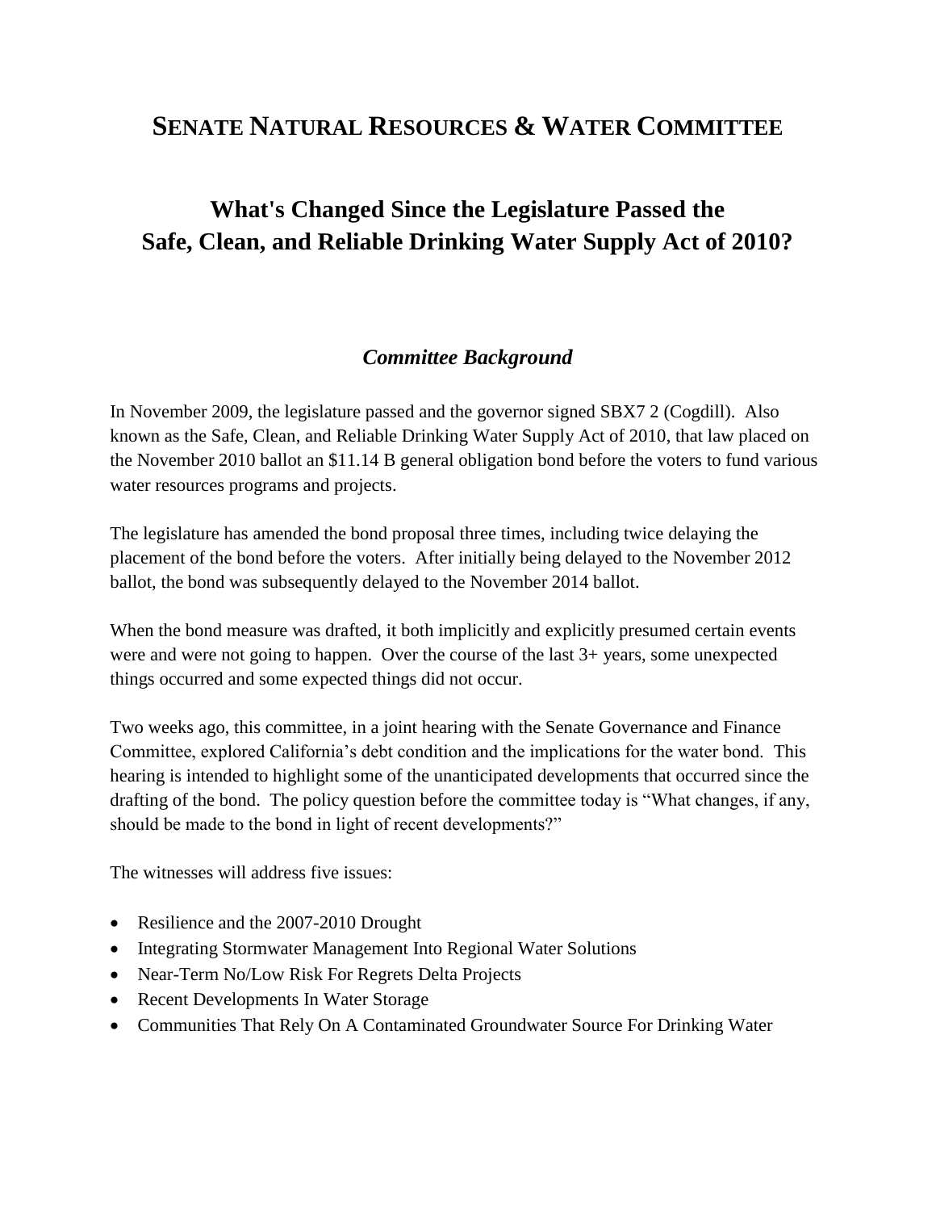# SENATE NATURAL RESOURCES & WATER COMMITTEE

## What's Changed Since the Legislature Passed the Safe, Clean, and Reliable Drinking Water Supply Act of 2010?

### *Committee Background*

In November 2009, the legislature passed and the governor signed SBX7 2 (Cogdill). Also known as the Safe, Clean, and Reliable Drinking Water Supply Act of 2010, that law placed on the November 2010 ballot an $11.14 B general obligation bond before the voters to fund various water resources programs and projects.

The legislature has amended the bond proposal three times, including twice delaying the placement of the bond before the voters. After initially being delayed to the November 2012 ballot, the bond was subsequently delayed to the November 2014 ballot.

When the bond measure was drafted, it both implicitly and explicitly presumed certain events were and were not going to happen. Over the course of the last 3+ years, some unexpected things occurred and some expected things did not occur.

Two weeks ago, this committee, in a joint hearing with the Senate Governance and Finance Committee, explored California's debt condition and the implications for the water bond. This hearing is intended to highlight some of the unanticipated developments that occurred since the drafting of the bond. The policy question before the committee today is "What changes, if any, should be made to the bond in light of recent developments?"

The witnesses will address five issues:

- Resilience and the 2007-2010 Drought
- Integrating Stormwater Management Into Regional Water Solutions
- Near-Term No/Low Risk For Regrets Delta Projects
- Recent Developments In Water Storage
- Communities That Rely On A Contaminated Groundwater Source For Drinking Water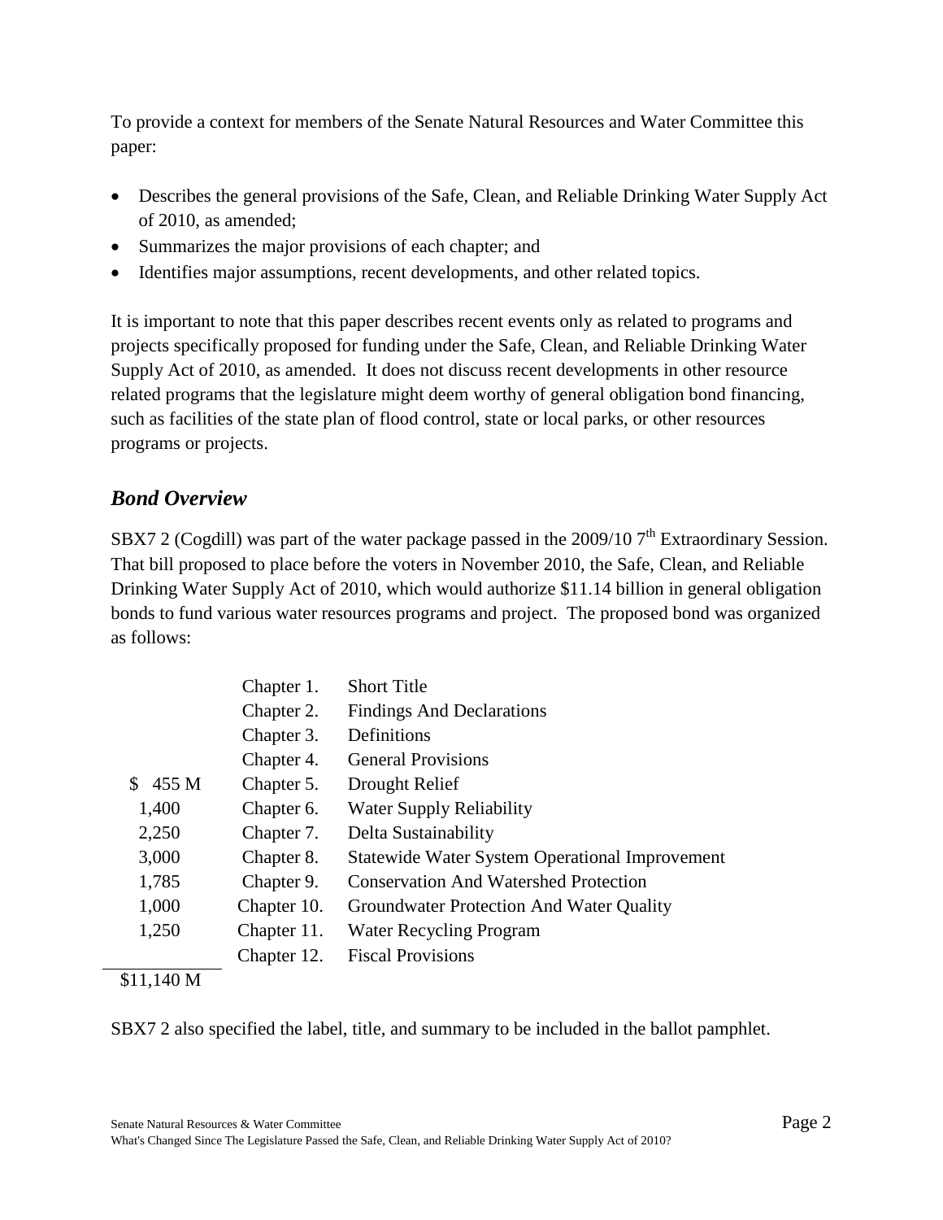To provide a context for members of the Senate Natural Resources and Water Committee this paper:

- Describes the general provisions of the Safe, Clean, and Reliable Drinking Water Supply Act of 2010, as amended;
- Summarizes the major provisions of each chapter; and
- Identifies major assumptions, recent developments, and other related topics.

It is important to note that this paper describes recent events only as related to programs and projects specifically proposed for funding under the Safe, Clean, and Reliable Drinking Water Supply Act of 2010, as amended. It does not discuss recent developments in other resource related programs that the legislature might deem worthy of general obligation bond financing, such as facilities of the state plan of flood control, state or local parks, or other resources programs or projects.

## *Bond Overview*

SBX7 2 (Cogdill) was part of the water package passed in the 2009/10 7th Extraordinary Session. That bill proposed to place before the voters in November 2010, the Safe, Clean, and Reliable Drinking Water Supply Act of 2010, which would authorize $11.14 billion in general obligation bonds to fund various water resources programs and project. The proposed bond was organized as follows:

| Amount | Chapter | Title |
|---|---|---|
| | Chapter 1. | Short Title |
| | Chapter 2. | Findings And Declarations |
| | Chapter 3. | Definitions |
| | Chapter 4. | General Provisions |
| $ 455 M | Chapter 5. | Drought Relief |
| 1,400 | Chapter 6. | Water Supply Reliability |
| 2,250 | Chapter 7. | Delta Sustainability |
| 3,000 | Chapter 8. | Statewide Water System Operational Improvement |
| 1,785 | Chapter 9. | Conservation And Watershed Protection |
| 1,000 | Chapter 10. | Groundwater Protection And Water Quality |
| 1,250 | Chapter 11. | Water Recycling Program |
| | Chapter 12. | Fiscal Provisions |
| $11,140 M | | |

SBX7 2 also specified the label, title, and summary to be included in the ballot pamphlet.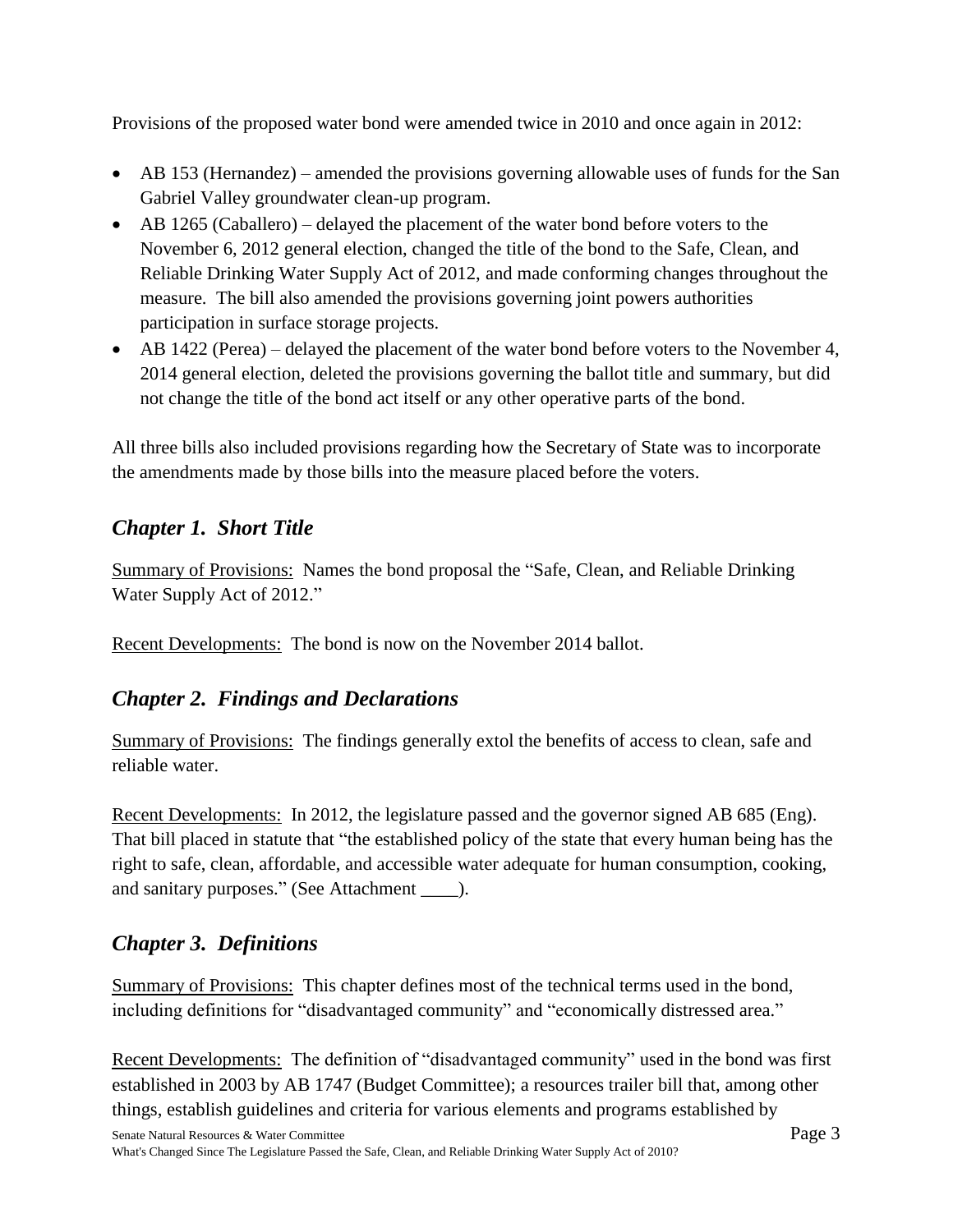Provisions of the proposed water bond were amended twice in 2010 and once again in 2012:

- AB 153 (Hernandez) – amended the provisions governing allowable uses of funds for the San Gabriel Valley groundwater clean-up program.
- AB 1265 (Caballero) – delayed the placement of the water bond before voters to the November 6, 2012 general election, changed the title of the bond to the Safe, Clean, and Reliable Drinking Water Supply Act of 2012, and made conforming changes throughout the measure. The bill also amended the provisions governing joint powers authorities participation in surface storage projects.
- AB 1422 (Perea) – delayed the placement of the water bond before voters to the November 4, 2014 general election, deleted the provisions governing the ballot title and summary, but did not change the title of the bond act itself or any other operative parts of the bond.

All three bills also included provisions regarding how the Secretary of State was to incorporate the amendments made by those bills into the measure placed before the voters.

## *Chapter 1. Short Title*

Summary of Provisions: Names the bond proposal the "Safe, Clean, and Reliable Drinking Water Supply Act of 2012."

Recent Developments: The bond is now on the November 2014 ballot.

## *Chapter 2. Findings and Declarations*

Summary of Provisions: The findings generally extol the benefits of access to clean, safe and reliable water.

Recent Developments: In 2012, the legislature passed and the governor signed AB 685 (Eng). That bill placed in statute that "the established policy of the state that every human being has the right to safe, clean, affordable, and accessible water adequate for human consumption, cooking, and sanitary purposes." (See Attachment ____).

## *Chapter 3. Definitions*

Summary of Provisions: This chapter defines most of the technical terms used in the bond, including definitions for "disadvantaged community" and "economically distressed area."

Recent Developments: The definition of "disadvantaged community" used in the bond was first established in 2003 by AB 1747 (Budget Committee); a resources trailer bill that, among other things, establish guidelines and criteria for various elements and programs established by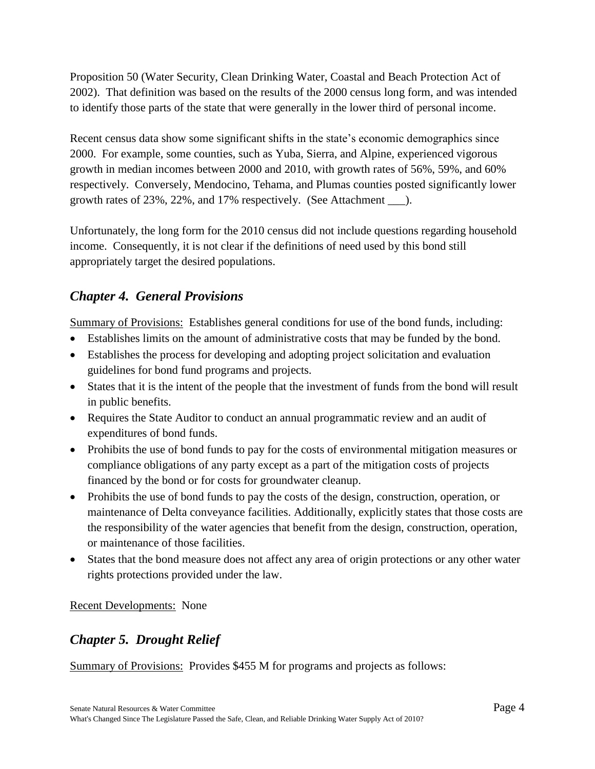Proposition 50 (Water Security, Clean Drinking Water, Coastal and Beach Protection Act of 2002). That definition was based on the results of the 2000 census long form, and was intended to identify those parts of the state that were generally in the lower third of personal income.

Recent census data show some significant shifts in the state's economic demographics since 2000. For example, some counties, such as Yuba, Sierra, and Alpine, experienced vigorous growth in median incomes between 2000 and 2010, with growth rates of 56%, 59%, and 60% respectively. Conversely, Mendocino, Tehama, and Plumas counties posted significantly lower growth rates of 23%, 22%, and 17% respectively. (See Attachment ___).

Unfortunately, the long form for the 2010 census did not include questions regarding household income. Consequently, it is not clear if the definitions of need used by this bond still appropriately target the desired populations.

## *Chapter 4. General Provisions*

Summary of Provisions: Establishes general conditions for use of the bond funds, including:

- Establishes limits on the amount of administrative costs that may be funded by the bond.
- Establishes the process for developing and adopting project solicitation and evaluation guidelines for bond fund programs and projects.
- States that it is the intent of the people that the investment of funds from the bond will result in public benefits.
- Requires the State Auditor to conduct an annual programmatic review and an audit of expenditures of bond funds.
- Prohibits the use of bond funds to pay for the costs of environmental mitigation measures or compliance obligations of any party except as a part of the mitigation costs of projects financed by the bond or for costs for groundwater cleanup.
- Prohibits the use of bond funds to pay the costs of the design, construction, operation, or maintenance of Delta conveyance facilities. Additionally, explicitly states that those costs are the responsibility of the water agencies that benefit from the design, construction, operation, or maintenance of those facilities.
- States that the bond measure does not affect any area of origin protections or any other water rights protections provided under the law.

Recent Developments: None

## *Chapter 5. Drought Relief*

Summary of Provisions: Provides $455 M for programs and projects as follows: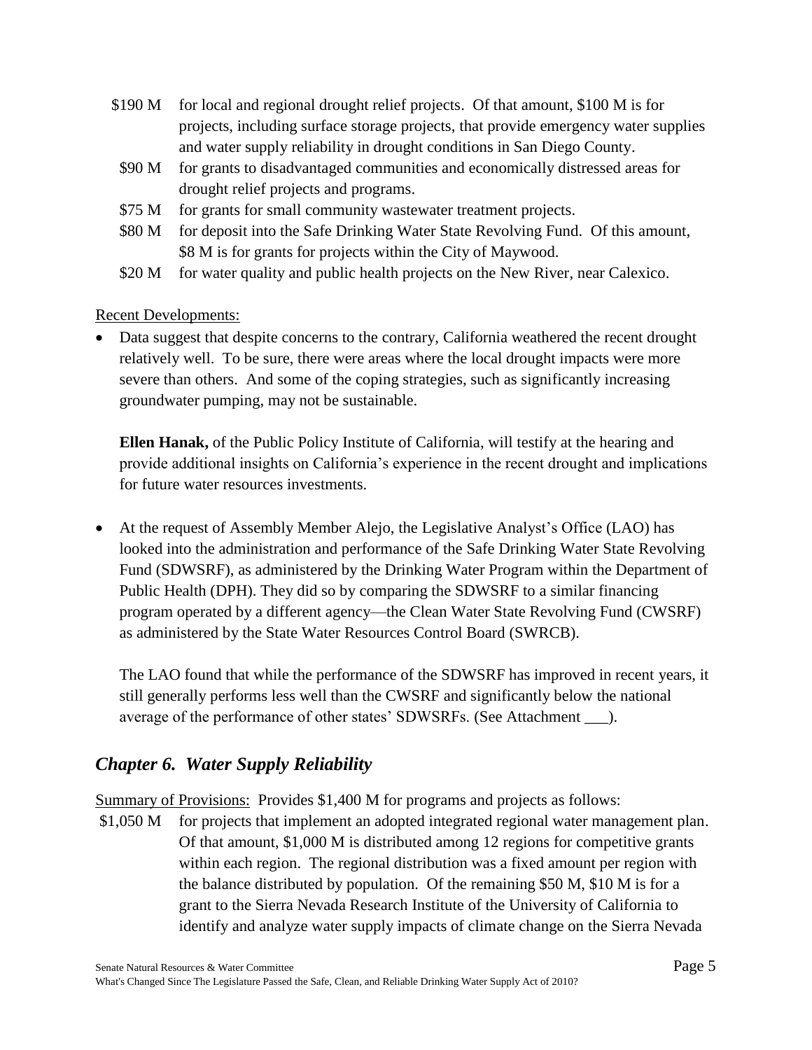- $190 M for local and regional drought relief projects. Of that amount, $100 M is for projects, including surface storage projects, that provide emergency water supplies and water supply reliability in drought conditions in San Diego County.
- $90 M for grants to disadvantaged communities and economically distressed areas for drought relief projects and programs.
- $75 M for grants for small community wastewater treatment projects.
- $80 M for deposit into the Safe Drinking Water State Revolving Fund. Of this amount, $8 M is for grants for projects within the City of Maywood.
- $20 M for water quality and public health projects on the New River, near Calexico.

<u>Recent Developments:</u>

- Data suggest that despite concerns to the contrary, California weathered the recent drought relatively well. To be sure, there were areas where the local drought impacts were more severe than others. And some of the coping strategies, such as significantly increasing groundwater pumping, may not be sustainable.

  **Ellen Hanak,** of the Public Policy Institute of California, will testify at the hearing and provide additional insights on California's experience in the recent drought and implications for future water resources investments.

- At the request of Assembly Member Alejo, the Legislative Analyst's Office (LAO) has looked into the administration and performance of the Safe Drinking Water State Revolving Fund (SDWSRF), as administered by the Drinking Water Program within the Department of Public Health (DPH). They did so by comparing the SDWSRF to a similar financing program operated by a different agency—the Clean Water State Revolving Fund (CWSRF) as administered by the State Water Resources Control Board (SWRCB).

  The LAO found that while the performance of the SDWSRF has improved in recent years, it still generally performs less well than the CWSRF and significantly below the national average of the performance of other states' SDWSRFs. (See Attachment ___).

## *Chapter 6. Water Supply Reliability*

<u>Summary of Provisions:</u> Provides $1,400 M for programs and projects as follows:

- $1,050 M for projects that implement an adopted integrated regional water management plan. Of that amount, $1,000 M is distributed among 12 regions for competitive grants within each region. The regional distribution was a fixed amount per region with the balance distributed by population. Of the remaining $50 M, $10 M is for a grant to the Sierra Nevada Research Institute of the University of California to identify and analyze water supply impacts of climate change on the Sierra Nevada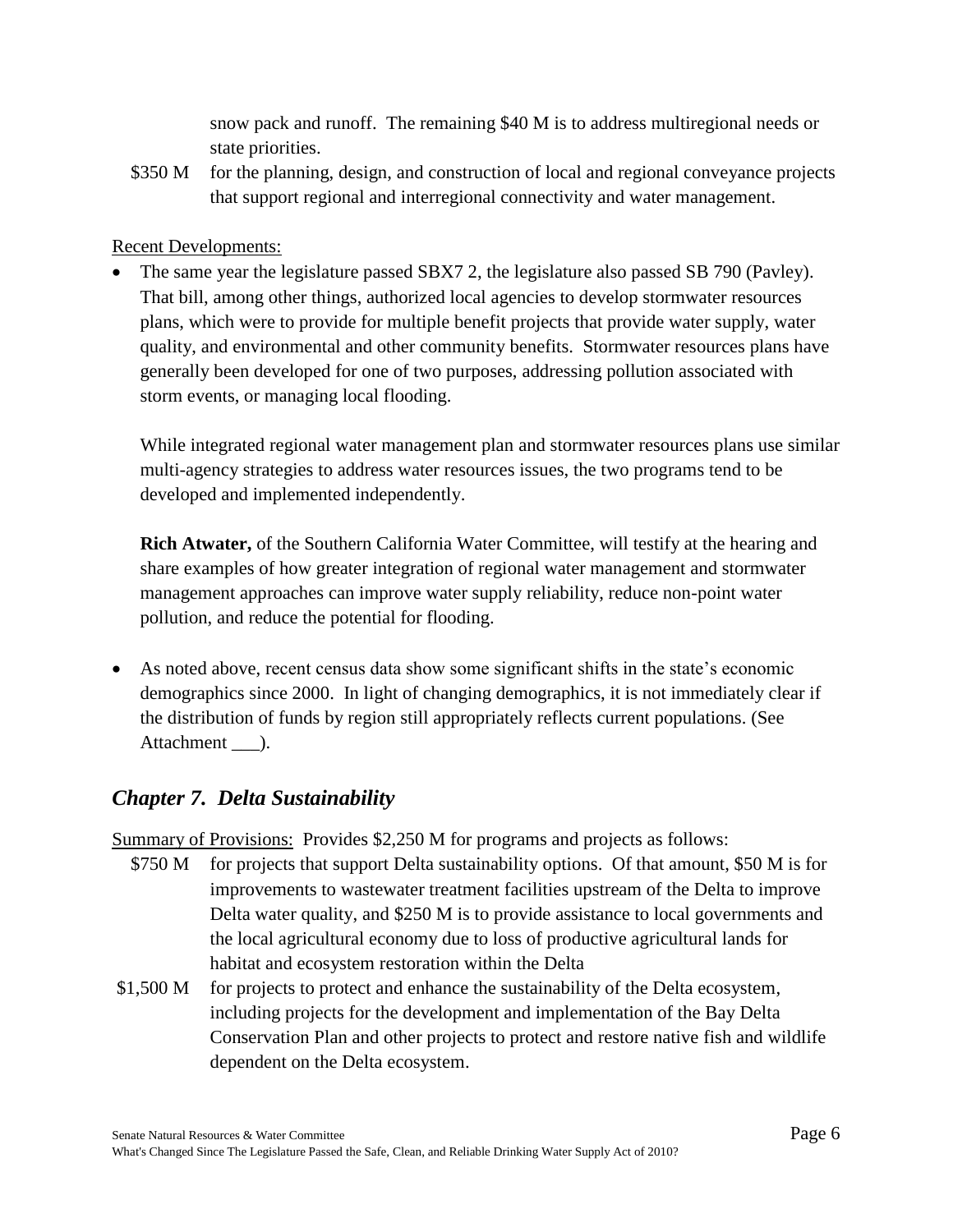snow pack and runoff. The remaining $40 M is to address multiregional needs or state priorities.

$350 M for the planning, design, and construction of local and regional conveyance projects that support regional and interregional connectivity and water management.

Recent Developments:

- The same year the legislature passed SBX7 2, the legislature also passed SB 790 (Pavley). That bill, among other things, authorized local agencies to develop stormwater resources plans, which were to provide for multiple benefit projects that provide water supply, water quality, and environmental and other community benefits. Stormwater resources plans have generally been developed for one of two purposes, addressing pollution associated with storm events, or managing local flooding.

  While integrated regional water management plan and stormwater resources plans use similar multi-agency strategies to address water resources issues, the two programs tend to be developed and implemented independently.

  **Rich Atwater,** of the Southern California Water Committee, will testify at the hearing and share examples of how greater integration of regional water management and stormwater management approaches can improve water supply reliability, reduce non-point water pollution, and reduce the potential for flooding.

- As noted above, recent census data show some significant shifts in the state's economic demographics since 2000. In light of changing demographics, it is not immediately clear if the distribution of funds by region still appropriately reflects current populations. (See Attachment ___).

## *Chapter 7. Delta Sustainability*

Summary of Provisions: Provides $2,250 M for programs and projects as follows:

$750 M for projects that support Delta sustainability options. Of that amount, $50 M is for improvements to wastewater treatment facilities upstream of the Delta to improve Delta water quality, and $250 M is to provide assistance to local governments and the local agricultural economy due to loss of productive agricultural lands for habitat and ecosystem restoration within the Delta

$1,500 M for projects to protect and enhance the sustainability of the Delta ecosystem, including projects for the development and implementation of the Bay Delta Conservation Plan and other projects to protect and restore native fish and wildlife dependent on the Delta ecosystem.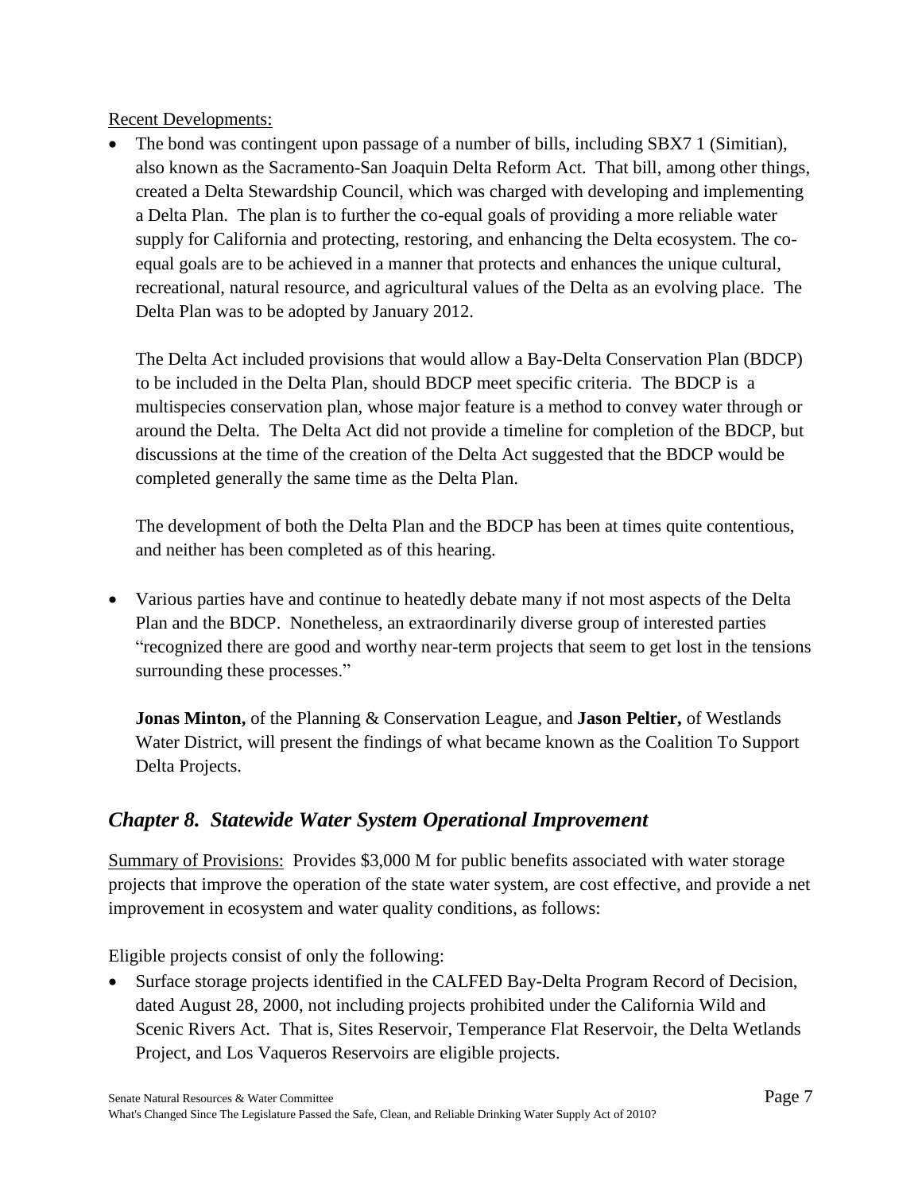Recent Developments:

- The bond was contingent upon passage of a number of bills, including SBX7 1 (Simitian), also known as the Sacramento-San Joaquin Delta Reform Act. That bill, among other things, created a Delta Stewardship Council, which was charged with developing and implementing a Delta Plan. The plan is to further the co-equal goals of providing a more reliable water supply for California and protecting, restoring, and enhancing the Delta ecosystem. The co-equal goals are to be achieved in a manner that protects and enhances the unique cultural, recreational, natural resource, and agricultural values of the Delta as an evolving place. The Delta Plan was to be adopted by January 2012.

  The Delta Act included provisions that would allow a Bay-Delta Conservation Plan (BDCP) to be included in the Delta Plan, should BDCP meet specific criteria. The BDCP is a multispecies conservation plan, whose major feature is a method to convey water through or around the Delta. The Delta Act did not provide a timeline for completion of the BDCP, but discussions at the time of the creation of the Delta Act suggested that the BDCP would be completed generally the same time as the Delta Plan.

  The development of both the Delta Plan and the BDCP has been at times quite contentious, and neither has been completed as of this hearing.

- Various parties have and continue to heatedly debate many if not most aspects of the Delta Plan and the BDCP. Nonetheless, an extraordinarily diverse group of interested parties "recognized there are good and worthy near-term projects that seem to get lost in the tensions surrounding these processes."

  **Jonas Minton,** of the Planning & Conservation League, and **Jason Peltier,** of Westlands Water District, will present the findings of what became known as the Coalition To Support Delta Projects.

## *Chapter 8. Statewide Water System Operational Improvement*

Summary of Provisions: Provides $3,000 M for public benefits associated with water storage projects that improve the operation of the state water system, are cost effective, and provide a net improvement in ecosystem and water quality conditions, as follows:

Eligible projects consist of only the following:

- Surface storage projects identified in the CALFED Bay-Delta Program Record of Decision, dated August 28, 2000, not including projects prohibited under the California Wild and Scenic Rivers Act. That is, Sites Reservoir, Temperance Flat Reservoir, the Delta Wetlands Project, and Los Vaqueros Reservoirs are eligible projects.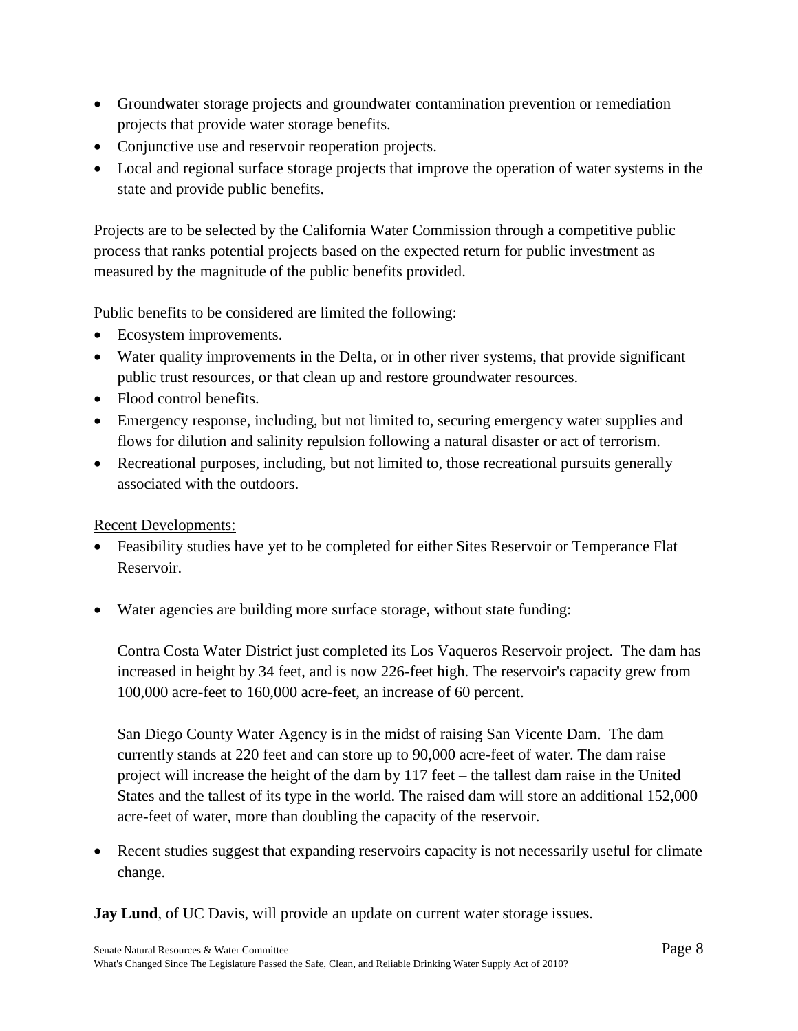- Groundwater storage projects and groundwater contamination prevention or remediation projects that provide water storage benefits.
- Conjunctive use and reservoir reoperation projects.
- Local and regional surface storage projects that improve the operation of water systems in the state and provide public benefits.

Projects are to be selected by the California Water Commission through a competitive public process that ranks potential projects based on the expected return for public investment as measured by the magnitude of the public benefits provided.

Public benefits to be considered are limited the following:

- Ecosystem improvements.
- Water quality improvements in the Delta, or in other river systems, that provide significant public trust resources, or that clean up and restore groundwater resources.
- Flood control benefits.
- Emergency response, including, but not limited to, securing emergency water supplies and flows for dilution and salinity repulsion following a natural disaster or act of terrorism.
- Recreational purposes, including, but not limited to, those recreational pursuits generally associated with the outdoors.

<u>Recent Developments:</u>

- Feasibility studies have yet to be completed for either Sites Reservoir or Temperance Flat Reservoir.

- Water agencies are building more surface storage, without state funding:

  Contra Costa Water District just completed its Los Vaqueros Reservoir project. The dam has increased in height by 34 feet, and is now 226-feet high. The reservoir's capacity grew from 100,000 acre-feet to 160,000 acre-feet, an increase of 60 percent.

  San Diego County Water Agency is in the midst of raising San Vicente Dam. The dam currently stands at 220 feet and can store up to 90,000 acre-feet of water. The dam raise project will increase the height of the dam by 117 feet – the tallest dam raise in the United States and the tallest of its type in the world. The raised dam will store an additional 152,000 acre-feet of water, more than doubling the capacity of the reservoir.

- Recent studies suggest that expanding reservoirs capacity is not necessarily useful for climate change.

**Jay Lund**, of UC Davis, will provide an update on current water storage issues.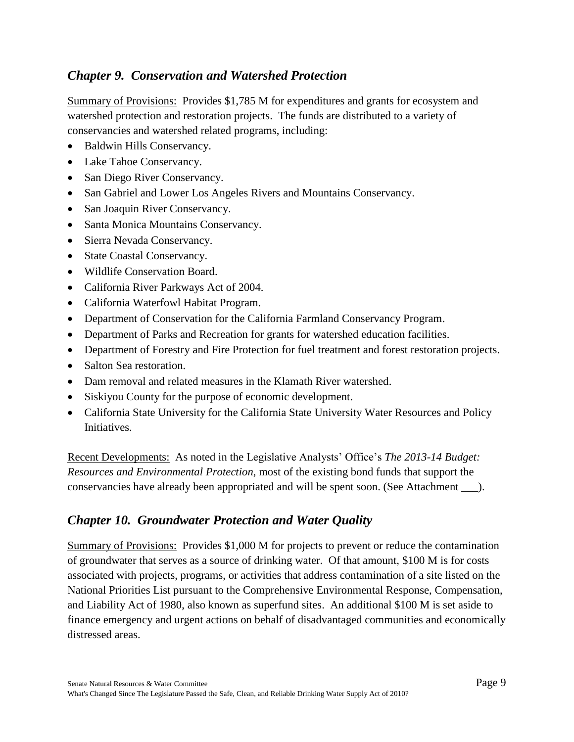## *Chapter 9. Conservation and Watershed Protection*

Summary of Provisions: Provides $1,785 M for expenditures and grants for ecosystem and watershed protection and restoration projects. The funds are distributed to a variety of conservancies and watershed related programs, including:

- Baldwin Hills Conservancy.
- Lake Tahoe Conservancy.
- San Diego River Conservancy.
- San Gabriel and Lower Los Angeles Rivers and Mountains Conservancy.
- San Joaquin River Conservancy.
- Santa Monica Mountains Conservancy.
- Sierra Nevada Conservancy.
- State Coastal Conservancy.
- Wildlife Conservation Board.
- California River Parkways Act of 2004.
- California Waterfowl Habitat Program.
- Department of Conservation for the California Farmland Conservancy Program.
- Department of Parks and Recreation for grants for watershed education facilities.
- Department of Forestry and Fire Protection for fuel treatment and forest restoration projects.
- Salton Sea restoration.
- Dam removal and related measures in the Klamath River watershed.
- Siskiyou County for the purpose of economic development.
- California State University for the California State University Water Resources and Policy Initiatives.

Recent Developments: As noted in the Legislative Analysts' Office's *The 2013-14 Budget: Resources and Environmental Protection*, most of the existing bond funds that support the conservancies have already been appropriated and will be spent soon. (See Attachment ___).

## *Chapter 10. Groundwater Protection and Water Quality*

Summary of Provisions: Provides $1,000 M for projects to prevent or reduce the contamination of groundwater that serves as a source of drinking water. Of that amount, $100 M is for costs associated with projects, programs, or activities that address contamination of a site listed on the National Priorities List pursuant to the Comprehensive Environmental Response, Compensation, and Liability Act of 1980, also known as superfund sites. An additional $100 M is set aside to finance emergency and urgent actions on behalf of disadvantaged communities and economically distressed areas.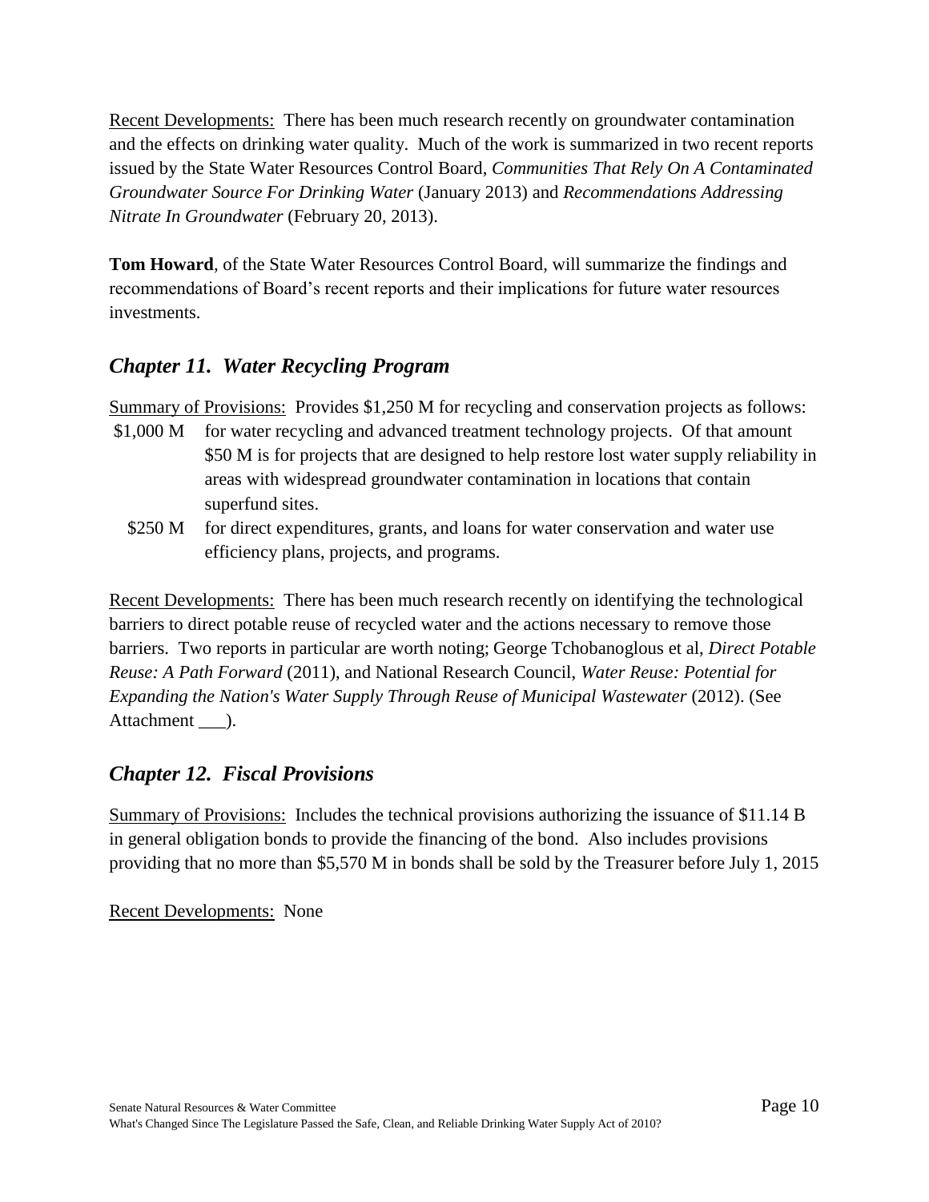Recent Developments: There has been much research recently on groundwater contamination and the effects on drinking water quality. Much of the work is summarized in two recent reports issued by the State Water Resources Control Board, *Communities That Rely On A Contaminated Groundwater Source For Drinking Water* (January 2013) and *Recommendations Addressing Nitrate In Groundwater* (February 20, 2013).

**Tom Howard**, of the State Water Resources Control Board, will summarize the findings and recommendations of Board's recent reports and their implications for future water resources investments.

## *Chapter 11. Water Recycling Program*

Summary of Provisions: Provides $1,250 M for recycling and conservation projects as follows:

- $1,000 M for water recycling and advanced treatment technology projects. Of that amount $50 M is for projects that are designed to help restore lost water supply reliability in areas with widespread groundwater contamination in locations that contain superfund sites.
- $250 M for direct expenditures, grants, and loans for water conservation and water use efficiency plans, projects, and programs.

Recent Developments: There has been much research recently on identifying the technological barriers to direct potable reuse of recycled water and the actions necessary to remove those barriers. Two reports in particular are worth noting; George Tchobanoglous et al, *Direct Potable Reuse: A Path Forward* (2011), and National Research Council, *Water Reuse: Potential for Expanding the Nation's Water Supply Through Reuse of Municipal Wastewater* (2012). (See Attachment ___).

## *Chapter 12. Fiscal Provisions*

Summary of Provisions: Includes the technical provisions authorizing the issuance of $11.14 B in general obligation bonds to provide the financing of the bond. Also includes provisions providing that no more than $5,570 M in bonds shall be sold by the Treasurer before July 1, 2015

Recent Developments: None